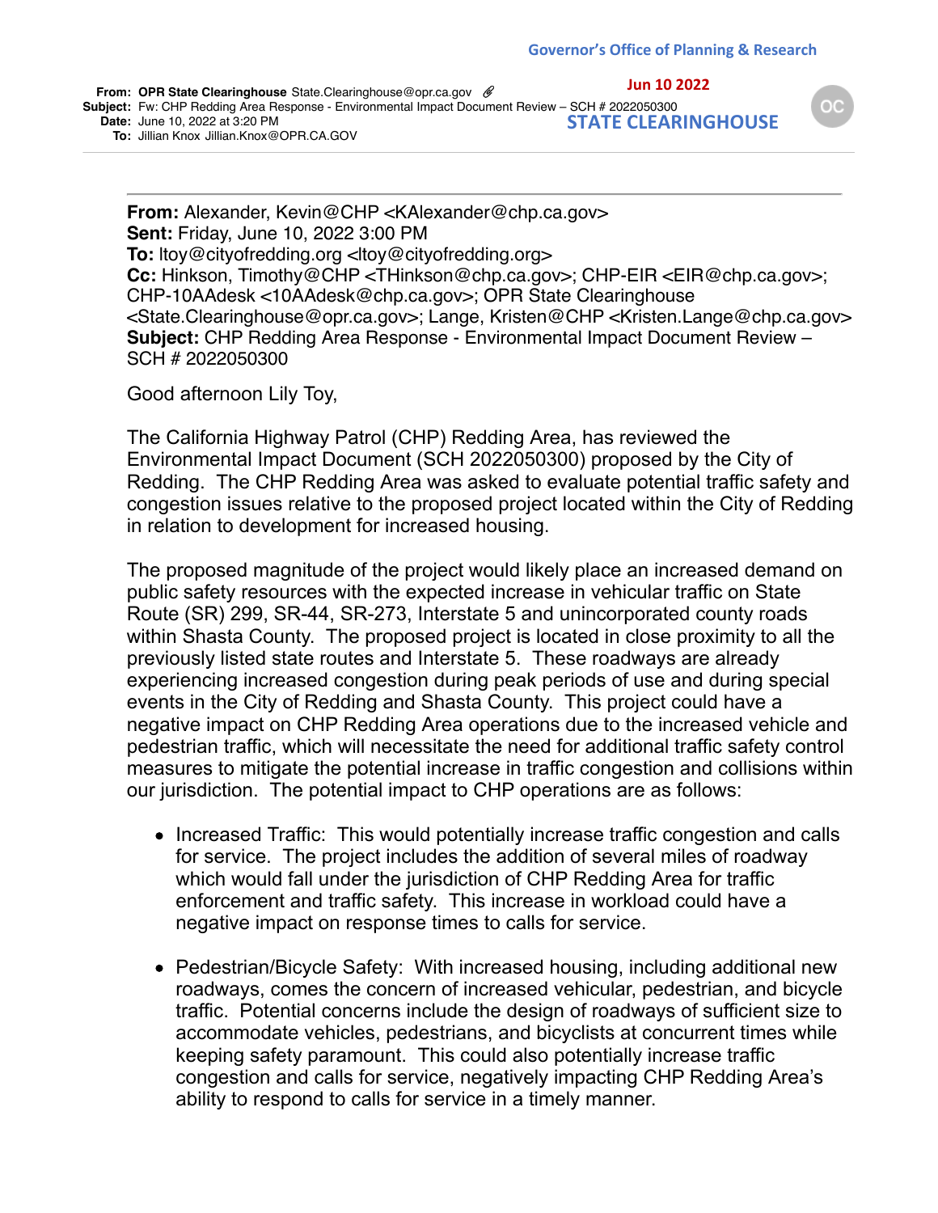Governor's Office of Planning & Research

Jun 10 2022

STATE CLEARINGHOUSE

**From:** OPR State Clearinghouse State.Clearinghouse@opr.ca.gov
**Subject:** Fw: CHP Redding Area Response - Environmental Impact Document Review – SCH # 2022050300
**Date:** June 10, 2022 at 3:20 PM
**To:** Jillian Knox Jillian.Knox@OPR.CA.GOV

---

**From:** Alexander, Kevin@CHP <KAlexander@chp.ca.gov>
**Sent:** Friday, June 10, 2022 3:00 PM
**To:** ltoy@cityofredding.org <ltoy@cityofredding.org>
**Cc:** Hinkson, Timothy@CHP <THinkson@chp.ca.gov>; CHP-EIR <EIR@chp.ca.gov>; CHP-10AAdesk <10AAdesk@chp.ca.gov>; OPR State Clearinghouse <State.Clearinghouse@opr.ca.gov>; Lange, Kristen@CHP <Kristen.Lange@chp.ca.gov>
**Subject:** CHP Redding Area Response - Environmental Impact Document Review – SCH # 2022050300

Good afternoon Lily Toy,

The California Highway Patrol (CHP) Redding Area, has reviewed the Environmental Impact Document (SCH 2022050300) proposed by the City of Redding. The CHP Redding Area was asked to evaluate potential traffic safety and congestion issues relative to the proposed project located within the City of Redding in relation to development for increased housing.

The proposed magnitude of the project would likely place an increased demand on public safety resources with the expected increase in vehicular traffic on State Route (SR) 299, SR-44, SR-273, Interstate 5 and unincorporated county roads within Shasta County. The proposed project is located in close proximity to all the previously listed state routes and Interstate 5. These roadways are already experiencing increased congestion during peak periods of use and during special events in the City of Redding and Shasta County. This project could have a negative impact on CHP Redding Area operations due to the increased vehicle and pedestrian traffic, which will necessitate the need for additional traffic safety control measures to mitigate the potential increase in traffic congestion and collisions within our jurisdiction. The potential impact to CHP operations are as follows:

- Increased Traffic: This would potentially increase traffic congestion and calls for service. The project includes the addition of several miles of roadway which would fall under the jurisdiction of CHP Redding Area for traffic enforcement and traffic safety. This increase in workload could have a negative impact on response times to calls for service.

- Pedestrian/Bicycle Safety: With increased housing, including additional new roadways, comes the concern of increased vehicular, pedestrian, and bicycle traffic. Potential concerns include the design of roadways of sufficient size to accommodate vehicles, pedestrians, and bicyclists at concurrent times while keeping safety paramount. This could also potentially increase traffic congestion and calls for service, negatively impacting CHP Redding Area's ability to respond to calls for service in a timely manner.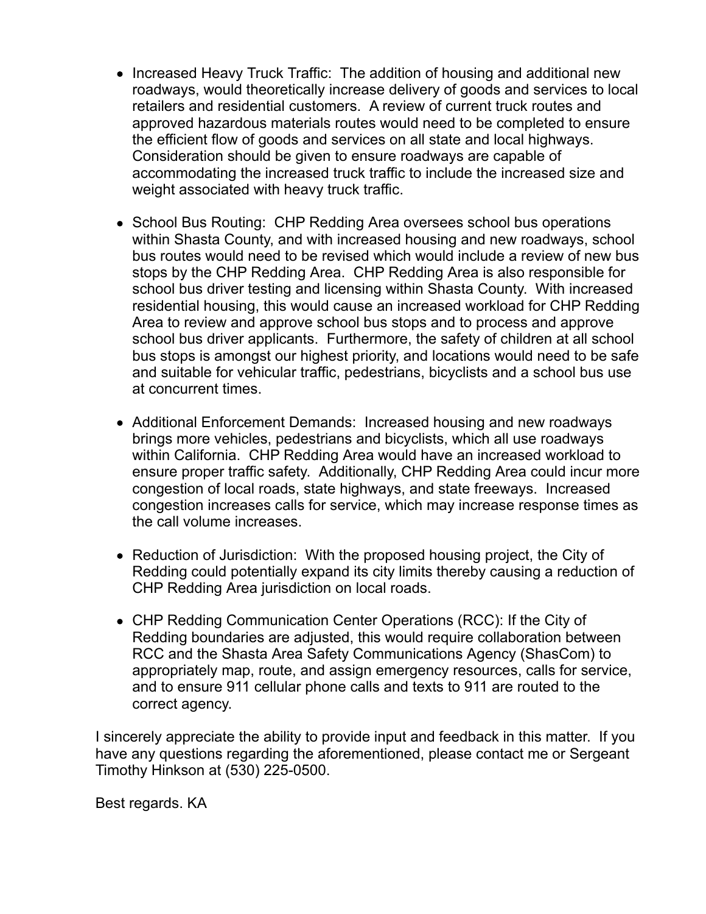- Increased Heavy Truck Traffic: The addition of housing and additional new roadways, would theoretically increase delivery of goods and services to local retailers and residential customers. A review of current truck routes and approved hazardous materials routes would need to be completed to ensure the efficient flow of goods and services on all state and local highways. Consideration should be given to ensure roadways are capable of accommodating the increased truck traffic to include the increased size and weight associated with heavy truck traffic.

- School Bus Routing: CHP Redding Area oversees school bus operations within Shasta County, and with increased housing and new roadways, school bus routes would need to be revised which would include a review of new bus stops by the CHP Redding Area. CHP Redding Area is also responsible for school bus driver testing and licensing within Shasta County. With increased residential housing, this would cause an increased workload for CHP Redding Area to review and approve school bus stops and to process and approve school bus driver applicants. Furthermore, the safety of children at all school bus stops is amongst our highest priority, and locations would need to be safe and suitable for vehicular traffic, pedestrians, bicyclists and a school bus use at concurrent times.

- Additional Enforcement Demands: Increased housing and new roadways brings more vehicles, pedestrians and bicyclists, which all use roadways within California. CHP Redding Area would have an increased workload to ensure proper traffic safety. Additionally, CHP Redding Area could incur more congestion of local roads, state highways, and state freeways. Increased congestion increases calls for service, which may increase response times as the call volume increases.

- Reduction of Jurisdiction: With the proposed housing project, the City of Redding could potentially expand its city limits thereby causing a reduction of CHP Redding Area jurisdiction on local roads.

- CHP Redding Communication Center Operations (RCC): If the City of Redding boundaries are adjusted, this would require collaboration between RCC and the Shasta Area Safety Communications Agency (ShasCom) to appropriately map, route, and assign emergency resources, calls for service, and to ensure 911 cellular phone calls and texts to 911 are routed to the correct agency.

I sincerely appreciate the ability to provide input and feedback in this matter. If you have any questions regarding the aforementioned, please contact me or Sergeant Timothy Hinkson at (530) 225-0500.

Best regards. KA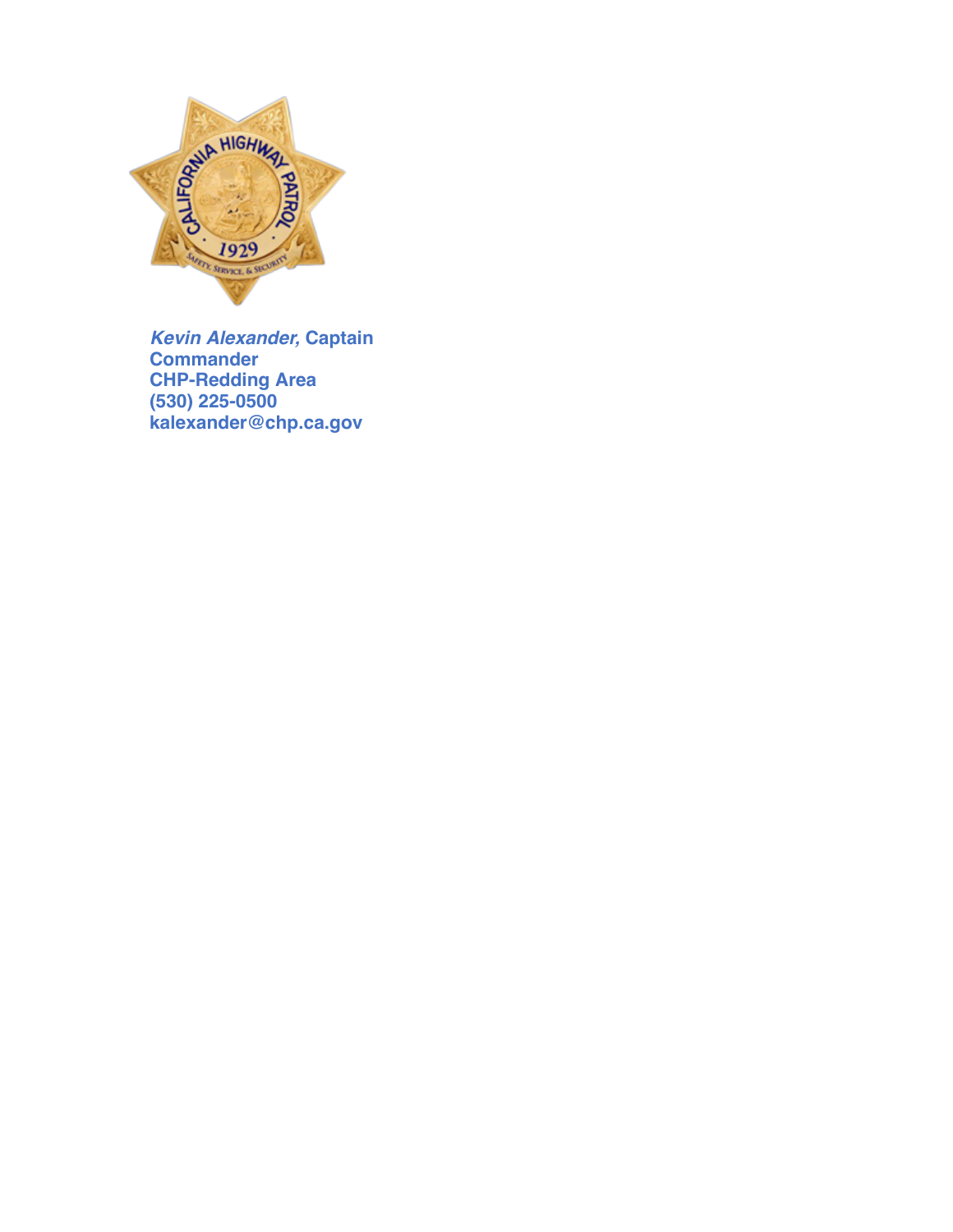*Kevin Alexander,* **Captain**
**Commander**
**CHP-Redding Area**
**(530) 225-0500**
**kalexander@chp.ca.gov**